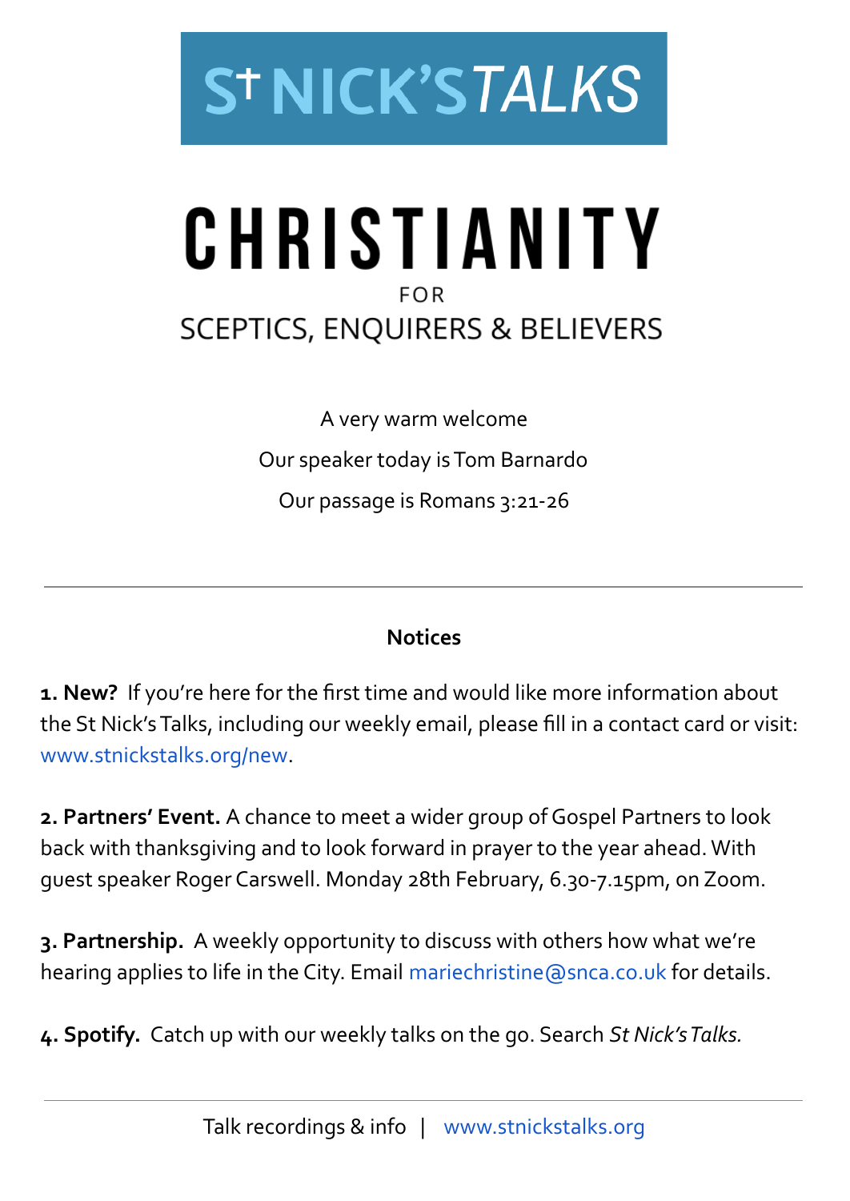# St NICK'S TALKS

# CHRISTIANITY

FOR

## SCEPTICS, ENQUIRERS & BELIEVERS

A very warm welcome

Our speaker today is Tom Barnardo

Our passage is Romans 3:21-26

---

### Notices

**1. New?** If you're here for the first time and would like more information about the St Nick's Talks, including our weekly email, please fill in a contact card or visit: www.stnickstalks.org/new.

**2. Partners' Event.** A chance to meet a wider group of Gospel Partners to look back with thanksgiving and to look forward in prayer to the year ahead. With guest speaker Roger Carswell. Monday 28th February, 6.30-7.15pm, on Zoom.

**3. Partnership.** A weekly opportunity to discuss with others how what we're hearing applies to life in the City. Email mariechristine@snca.co.uk for details.

**4. Spotify.** Catch up with our weekly talks on the go. Search *St Nick's Talks.*

---

Talk recordings & info | www.stnickstalks.org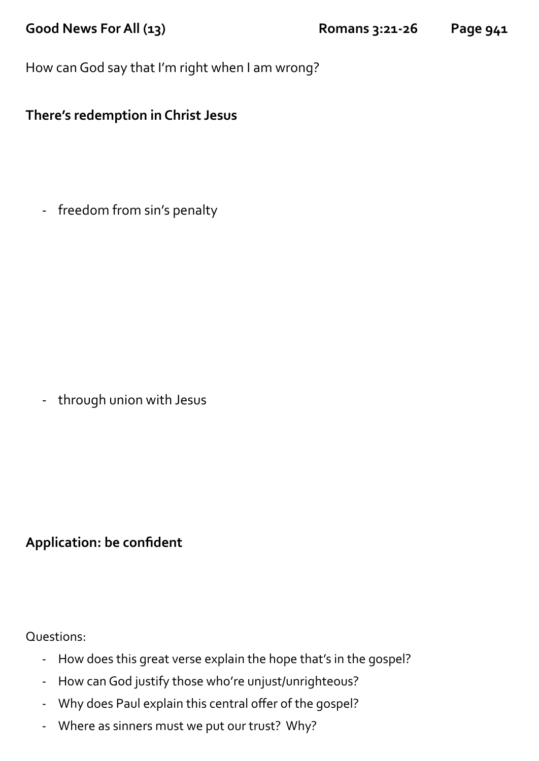**Good News For All (13)** **Romans 3:21-26** **Page 941**

How can God say that I'm right when I am wrong?

**There's redemption in Christ Jesus**

- freedom from sin's penalty

- through union with Jesus

**Application: be confident**

Questions:

- How does this great verse explain the hope that's in the gospel?
- How can God justify those who're unjust/unrighteous?
- Why does Paul explain this central offer of the gospel?
- Where as sinners must we put our trust? Why?